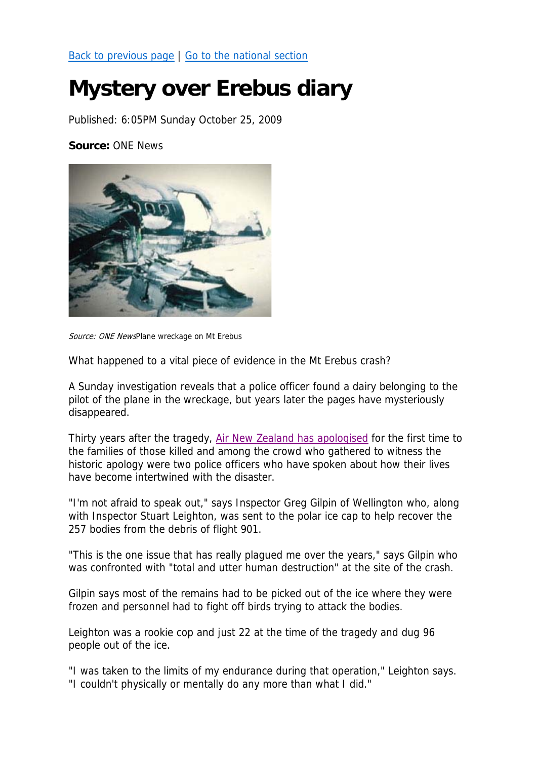[Back to previous page](#) | [Go to the national section](#)

# Mystery over Erebus diary

Published: 6:05PM Sunday October 25, 2009

**Source:** ONE News

*Source: ONE News*Plane wreckage on Mt Erebus

What happened to a vital piece of evidence in the Mt Erebus crash?

A Sunday investigation reveals that a police officer found a dairy belonging to the pilot of the plane in the wreckage, but years later the pages have mysteriously disappeared.

Thirty years after the tragedy, [Air New Zealand has apologised](#) for the first time to the families of those killed and among the crowd who gathered to witness the historic apology were two police officers who have spoken about how their lives have become intertwined with the disaster.

"I'm not afraid to speak out," says Inspector Greg Gilpin of Wellington who, along with Inspector Stuart Leighton, was sent to the polar ice cap to help recover the 257 bodies from the debris of flight 901.

"This is the one issue that has really plagued me over the years," says Gilpin who was confronted with "total and utter human destruction" at the site of the crash.

Gilpin says most of the remains had to be picked out of the ice where they were frozen and personnel had to fight off birds trying to attack the bodies.

Leighton was a rookie cop and just 22 at the time of the tragedy and dug 96 people out of the ice.

"I was taken to the limits of my endurance during that operation," Leighton says. "I couldn't physically or mentally do any more than what I did."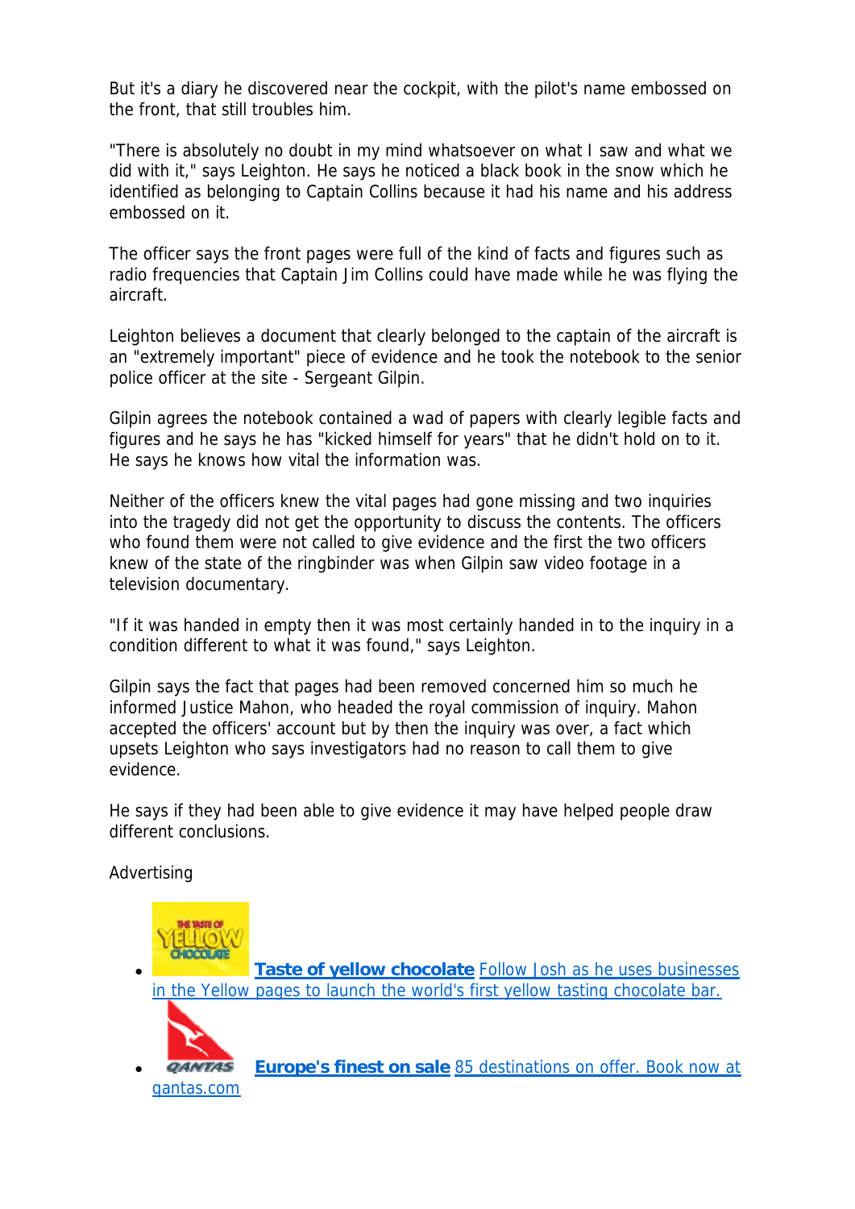But it's a diary he discovered near the cockpit, with the pilot's name embossed on the front, that still troubles him.

"There is absolutely no doubt in my mind whatsoever on what I saw and what we did with it," says Leighton. He says he noticed a black book in the snow which he identified as belonging to Captain Collins because it had his name and his address embossed on it.

The officer says the front pages were full of the kind of facts and figures such as radio frequencies that Captain Jim Collins could have made while he was flying the aircraft.

Leighton believes a document that clearly belonged to the captain of the aircraft is an "extremely important" piece of evidence and he took the notebook to the senior police officer at the site - Sergeant Gilpin.

Gilpin agrees the notebook contained a wad of papers with clearly legible facts and figures and he says he has "kicked himself for years" that he didn't hold on to it. He says he knows how vital the information was.

Neither of the officers knew the vital pages had gone missing and two inquiries into the tragedy did not get the opportunity to discuss the contents. The officers who found them were not called to give evidence and the first the two officers knew of the state of the ringbinder was when Gilpin saw video footage in a television documentary.

"If it was handed in empty then it was most certainly handed in to the inquiry in a condition different to what it was found," says Leighton.

Gilpin says the fact that pages had been removed concerned him so much he informed Justice Mahon, who headed the royal commission of inquiry. Mahon accepted the officers' account but by then the inquiry was over, a fact which upsets Leighton who says investigators had no reason to call them to give evidence.

He says if they had been able to give evidence it may have helped people draw different conclusions.

Advertising

- **Taste of yellow chocolate** Follow Josh as he uses businesses in the Yellow pages to launch the world's first yellow tasting chocolate bar.
- **Europe's finest on sale** 85 destinations on offer. Book now at qantas.com